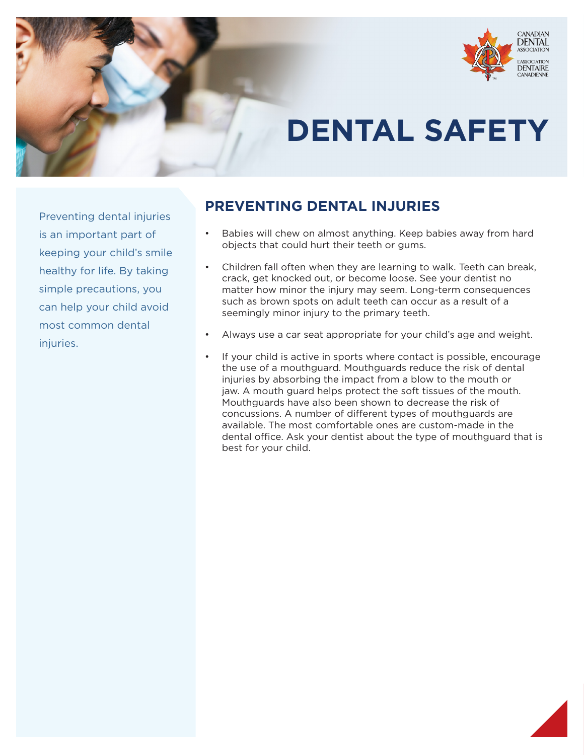CANADIAN DENTAL ASSOCIATION
L'ASSOCIATION DENTAIRE CANADIENNE

# DENTAL SAFETY

Preventing dental injuries is an important part of keeping your child's smile healthy for life. By taking simple precautions, you can help your child avoid most common dental injuries.

## PREVENTING DENTAL INJURIES

- Babies will chew on almost anything. Keep babies away from hard objects that could hurt their teeth or gums.
- Children fall often when they are learning to walk. Teeth can break, crack, get knocked out, or become loose. See your dentist no matter how minor the injury may seem. Long-term consequences such as brown spots on adult teeth can occur as a result of a seemingly minor injury to the primary teeth.
- Always use a car seat appropriate for your child's age and weight.
- If your child is active in sports where contact is possible, encourage the use of a mouthguard. Mouthguards reduce the risk of dental injuries by absorbing the impact from a blow to the mouth or jaw. A mouth guard helps protect the soft tissues of the mouth. Mouthguards have also been shown to decrease the risk of concussions. A number of different types of mouthguards are available. The most comfortable ones are custom-made in the dental office. Ask your dentist about the type of mouthguard that is best for your child.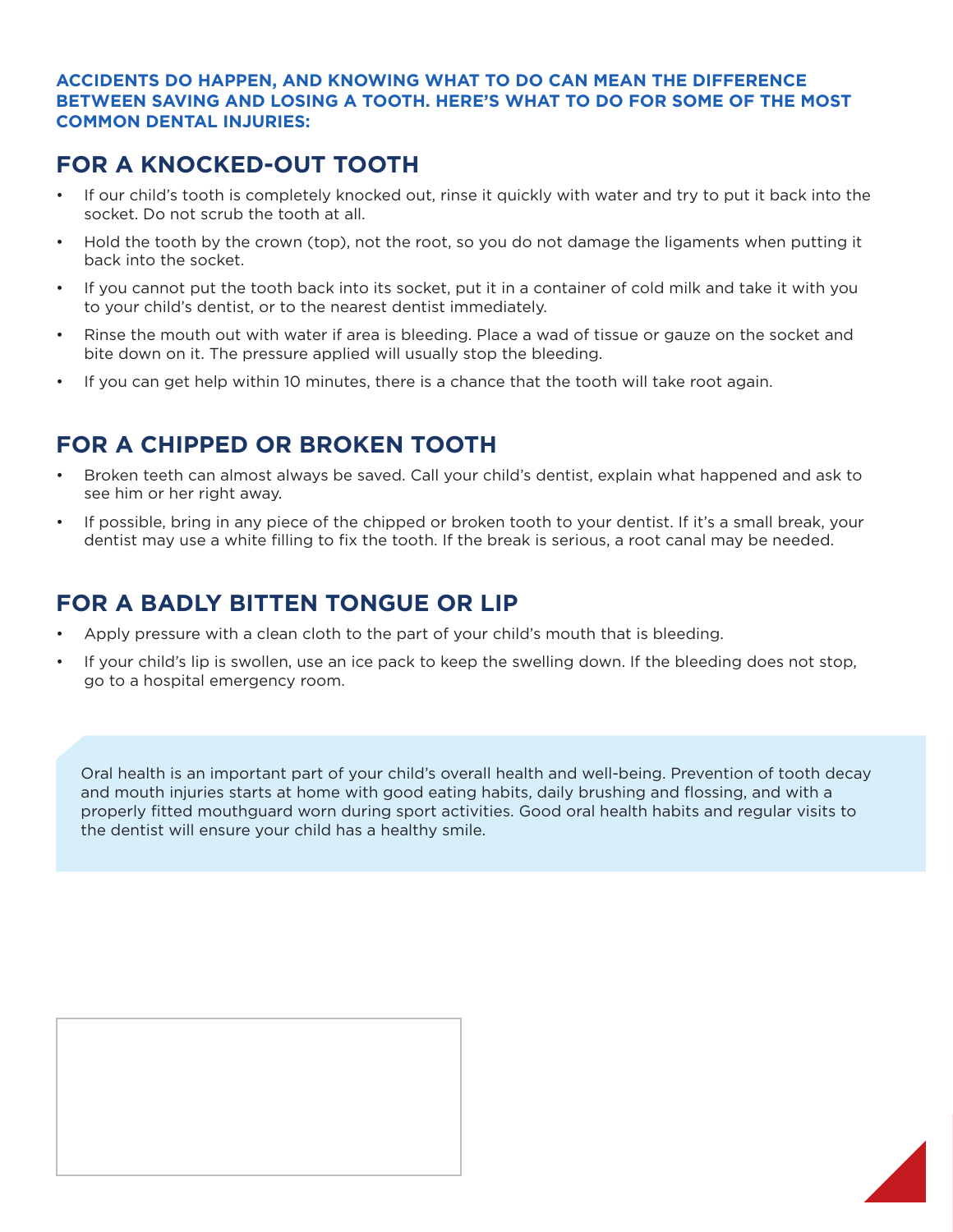**ACCIDENTS DO HAPPEN, AND KNOWING WHAT TO DO CAN MEAN THE DIFFERENCE BETWEEN SAVING AND LOSING A TOOTH. HERE'S WHAT TO DO FOR SOME OF THE MOST COMMON DENTAL INJURIES:**

## FOR A KNOCKED-OUT TOOTH

- If our child's tooth is completely knocked out, rinse it quickly with water and try to put it back into the socket. Do not scrub the tooth at all.
- Hold the tooth by the crown (top), not the root, so you do not damage the ligaments when putting it back into the socket.
- If you cannot put the tooth back into its socket, put it in a container of cold milk and take it with you to your child's dentist, or to the nearest dentist immediately.
- Rinse the mouth out with water if area is bleeding. Place a wad of tissue or gauze on the socket and bite down on it. The pressure applied will usually stop the bleeding.
- If you can get help within 10 minutes, there is a chance that the tooth will take root again.

## FOR A CHIPPED OR BROKEN TOOTH

- Broken teeth can almost always be saved. Call your child's dentist, explain what happened and ask to see him or her right away.
- If possible, bring in any piece of the chipped or broken tooth to your dentist. If it's a small break, your dentist may use a white filling to fix the tooth. If the break is serious, a root canal may be needed.

## FOR A BADLY BITTEN TONGUE OR LIP

- Apply pressure with a clean cloth to the part of your child's mouth that is bleeding.
- If your child's lip is swollen, use an ice pack to keep the swelling down. If the bleeding does not stop, go to a hospital emergency room.

Oral health is an important part of your child's overall health and well-being. Prevention of tooth decay and mouth injuries starts at home with good eating habits, daily brushing and flossing, and with a properly fitted mouthguard worn during sport activities. Good oral health habits and regular visits to the dentist will ensure your child has a healthy smile.